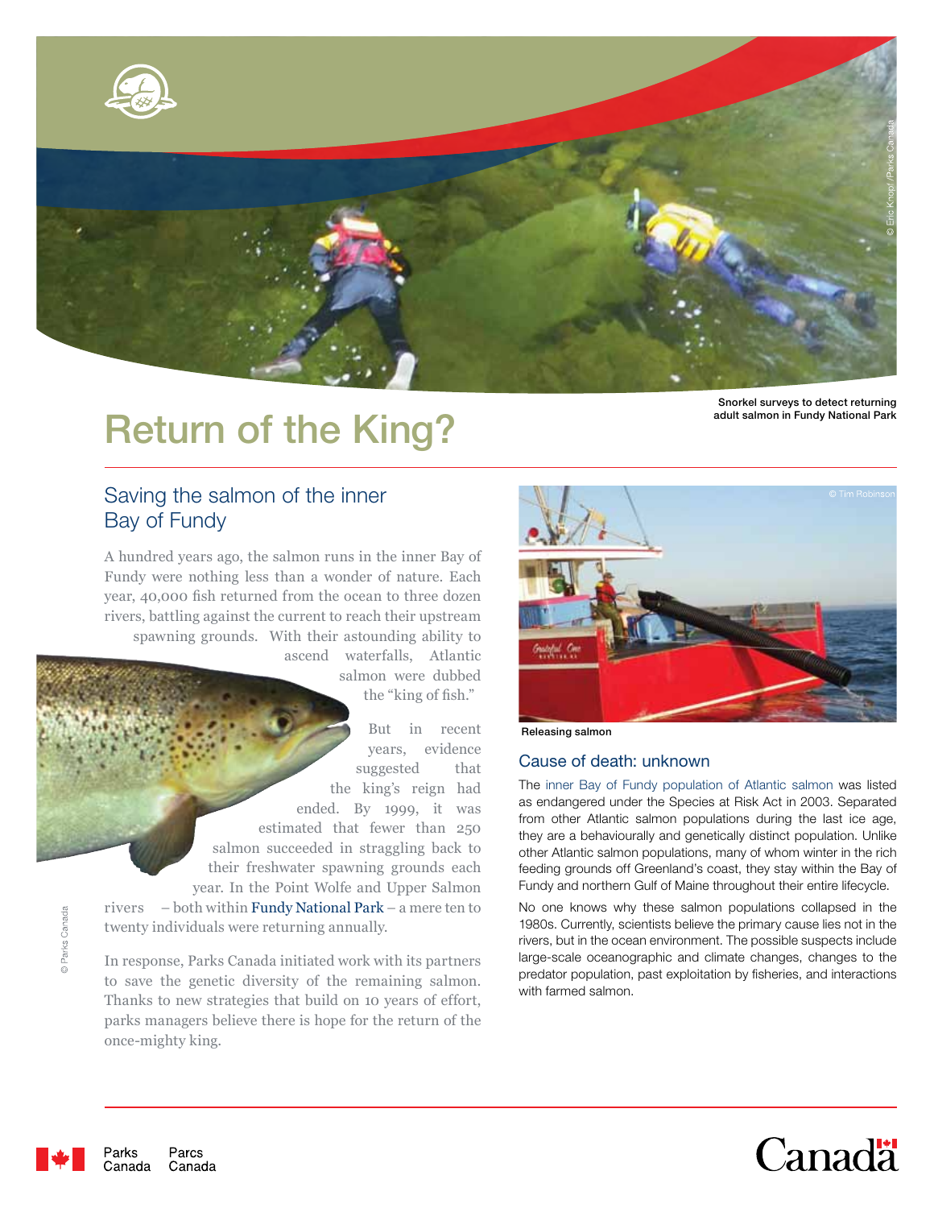Snorkel surveys to detect returning adult salmon in Fundy National Park

# Return of the King?

## Saving the salmon of the inner Bay of Fundy

A hundred years ago, the salmon runs in the inner Bay of Fundy were nothing less than a wonder of nature. Each year, 40,000 fish returned from the ocean to three dozen rivers, battling against the current to reach their upstream spawning grounds. With their astounding ability to ascend waterfalls, Atlantic salmon were dubbed the "king of fish."

But in recent years, evidence suggested that the king's reign had ended. By 1999, it was estimated that fewer than 250 salmon succeeded in straggling back to their freshwater spawning grounds each year. In the Point Wolfe and Upper Salmon rivers – both within Fundy National Park – a mere ten to twenty individuals were returning annually.

In response, Parks Canada initiated work with its partners to save the genetic diversity of the remaining salmon. Thanks to new strategies that build on 10 years of effort, parks managers believe there is hope for the return of the once-mighty king.

Releasing salmon

### Cause of death: unknown

The inner Bay of Fundy population of Atlantic salmon was listed as endangered under the Species at Risk Act in 2003. Separated from other Atlantic salmon populations during the last ice age, they are a behaviourally and genetically distinct population. Unlike other Atlantic salmon populations, many of whom winter in the rich feeding grounds off Greenland's coast, they stay within the Bay of Fundy and northern Gulf of Maine throughout their entire lifecycle.

No one knows why these salmon populations collapsed in the 1980s. Currently, scientists believe the primary cause lies not in the rivers, but in the ocean environment. The possible suspects include large-scale oceanographic and climate changes, changes to the predator population, past exploitation by fisheries, and interactions with farmed salmon.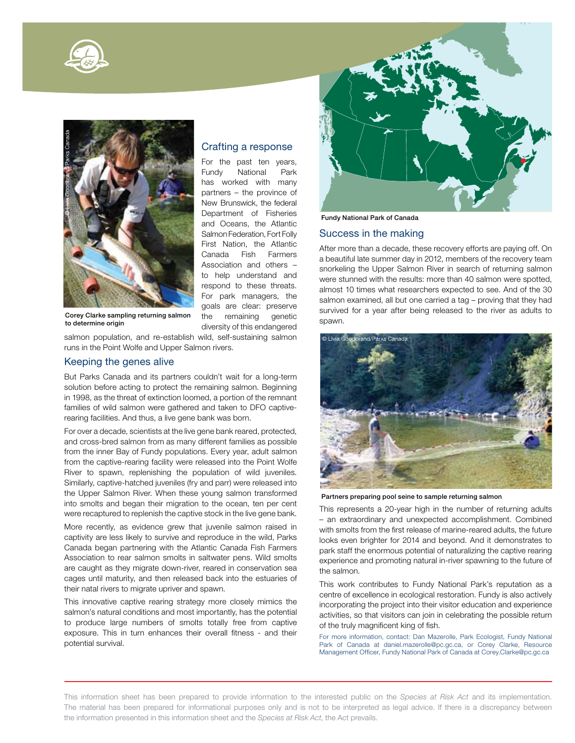Corey Clarke sampling returning salmon to determine origin

## Crafting a response

For the past ten years, Fundy National Park has worked with many partners – the province of New Brunswick, the federal Department of Fisheries and Oceans, the Atlantic Salmon Federation, Fort Folly First Nation, the Atlantic Canada Fish Farmers Association and others – to help understand and respond to these threats. For park managers, the goals are clear: preserve the remaining genetic diversity of this endangered salmon population, and re-establish wild, self-sustaining salmon runs in the Point Wolfe and Upper Salmon rivers.

## Keeping the genes alive

But Parks Canada and its partners couldn't wait for a long-term solution before acting to protect the remaining salmon. Beginning in 1998, as the threat of extinction loomed, a portion of the remnant families of wild salmon were gathered and taken to DFO captive-rearing facilities. And thus, a live gene bank was born.

For over a decade, scientists at the live gene bank reared, protected, and cross-bred salmon from as many different families as possible from the inner Bay of Fundy populations. Every year, adult salmon from the captive-rearing facility were released into the Point Wolfe River to spawn, replenishing the population of wild juveniles. Similarly, captive-hatched juveniles (fry and parr) were released into the Upper Salmon River. When these young salmon transformed into smolts and began their migration to the ocean, ten per cent were recaptured to replenish the captive stock in the live gene bank.

More recently, as evidence grew that juvenile salmon raised in captivity are less likely to survive and reproduce in the wild, Parks Canada began partnering with the Atlantic Canada Fish Farmers Association to rear salmon smolts in saltwater pens. Wild smolts are caught as they migrate down-river, reared in conservation sea cages until maturity, and then released back into the estuaries of their natal rivers to migrate upriver and spawn.

This innovative captive rearing strategy more closely mimics the salmon's natural conditions and most importantly, has the potential to produce large numbers of smolts totally free from captive exposure. This in turn enhances their overall fitness - and their potential survival.

Fundy National Park of Canada

## Success in the making

After more than a decade, these recovery efforts are paying off. On a beautiful late summer day in 2012, members of the recovery team snorkeling the Upper Salmon River in search of returning salmon were stunned with the results: more than 40 salmon were spotted, almost 10 times what researchers expected to see. And of the 30 salmon examined, all but one carried a tag – proving that they had survived for a year after being released to the river as adults to spawn.

Partners preparing pool seine to sample returning salmon

This represents a 20-year high in the number of returning adults – an extraordinary and unexpected accomplishment. Combined with smolts from the first release of marine-reared adults, the future looks even brighter for 2014 and beyond. And it demonstrates to park staff the enormous potential of naturalizing the captive rearing experience and promoting natural in-river spawning to the future of the salmon.

This work contributes to Fundy National Park's reputation as a centre of excellence in ecological restoration. Fundy is also actively incorporating the project into their visitor education and experience activities, so that visitors can join in celebrating the possible return of the truly magnificent king of fish.

For more information, contact: Dan Mazerolle, Park Ecologist, Fundy National Park of Canada at daniel.mazerolle@pc.gc.ca, or Corey Clarke, Resource Management Officer, Fundy National Park of Canada at Corey.Clarke@pc.gc.ca

This information sheet has been prepared to provide information to the interested public on the *Species at Risk Act* and its implementation. The material has been prepared for informational purposes only and is not to be interpreted as legal advice. If there is a discrepancy between the information presented in this information sheet and the *Species at Risk Act*, the Act prevails.